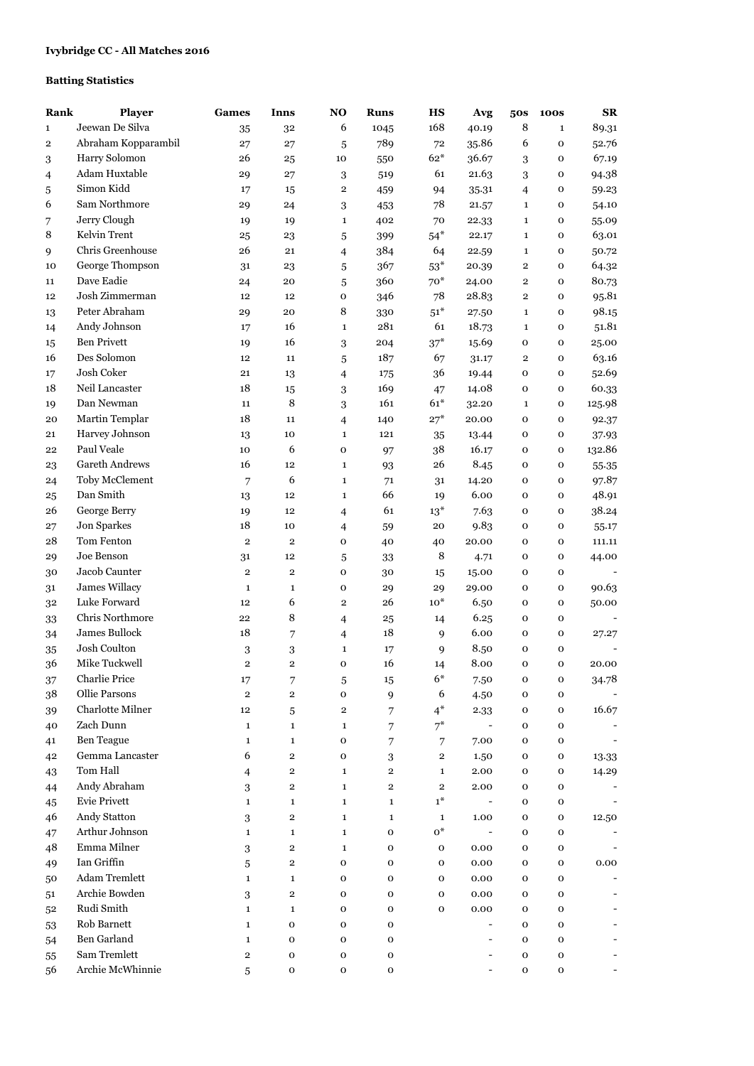**Ivybridge CC - All Matches 2016**

**Batting Statistics**

| Rank | Player | Games | Inns | NO | Runs | HS | Avg | 50s | 100s | SR |
|---|---|---|---|---|---|---|---|---|---|---|
| 1 | Jeewan De Silva | 35 | 32 | 6 | 1045 | 168 | 40.19 | 8 | 1 | 89.31 |
| 2 | Abraham Kopparambil | 27 | 27 | 5 | 789 | 72 | 35.86 | 6 | 0 | 52.76 |
| 3 | Harry Solomon | 26 | 25 | 10 | 550 | 62* | 36.67 | 3 | 0 | 67.19 |
| 4 | Adam Huxtable | 29 | 27 | 3 | 519 | 61 | 21.63 | 3 | 0 | 94.38 |
| 5 | Simon Kidd | 17 | 15 | 2 | 459 | 94 | 35.31 | 4 | 0 | 59.23 |
| 6 | Sam Northmore | 29 | 24 | 3 | 453 | 78 | 21.57 | 1 | 0 | 54.10 |
| 7 | Jerry Clough | 19 | 19 | 1 | 402 | 70 | 22.33 | 1 | 0 | 55.09 |
| 8 | Kelvin Trent | 25 | 23 | 5 | 399 | 54* | 22.17 | 1 | 0 | 63.01 |
| 9 | Chris Greenhouse | 26 | 21 | 4 | 384 | 64 | 22.59 | 1 | 0 | 50.72 |
| 10 | George Thompson | 31 | 23 | 5 | 367 | 53* | 20.39 | 2 | 0 | 64.32 |
| 11 | Dave Eadie | 24 | 20 | 5 | 360 | 70* | 24.00 | 2 | 0 | 80.73 |
| 12 | Josh Zimmerman | 12 | 12 | 0 | 346 | 78 | 28.83 | 2 | 0 | 95.81 |
| 13 | Peter Abraham | 29 | 20 | 8 | 330 | 51* | 27.50 | 1 | 0 | 98.15 |
| 14 | Andy Johnson | 17 | 16 | 1 | 281 | 61 | 18.73 | 1 | 0 | 51.81 |
| 15 | Ben Privett | 19 | 16 | 3 | 204 | 37* | 15.69 | 0 | 0 | 25.00 |
| 16 | Des Solomon | 12 | 11 | 5 | 187 | 67 | 31.17 | 2 | 0 | 63.16 |
| 17 | Josh Coker | 21 | 13 | 4 | 175 | 36 | 19.44 | 0 | 0 | 52.69 |
| 18 | Neil Lancaster | 18 | 15 | 3 | 169 | 47 | 14.08 | 0 | 0 | 60.33 |
| 19 | Dan Newman | 11 | 8 | 3 | 161 | 61* | 32.20 | 1 | 0 | 125.98 |
| 20 | Martin Templar | 18 | 11 | 4 | 140 | 27* | 20.00 | 0 | 0 | 92.37 |
| 21 | Harvey Johnson | 13 | 10 | 1 | 121 | 35 | 13.44 | 0 | 0 | 37.93 |
| 22 | Paul Veale | 10 | 6 | 0 | 97 | 38 | 16.17 | 0 | 0 | 132.86 |
| 23 | Gareth Andrews | 16 | 12 | 1 | 93 | 26 | 8.45 | 0 | 0 | 55.35 |
| 24 | Toby McClement | 7 | 6 | 1 | 71 | 31 | 14.20 | 0 | 0 | 97.87 |
| 25 | Dan Smith | 13 | 12 | 1 | 66 | 19 | 6.00 | 0 | 0 | 48.91 |
| 26 | George Berry | 19 | 12 | 4 | 61 | 13* | 7.63 | 0 | 0 | 38.24 |
| 27 | Jon Sparkes | 18 | 10 | 4 | 59 | 20 | 9.83 | 0 | 0 | 55.17 |
| 28 | Tom Fenton | 2 | 2 | 0 | 40 | 40 | 20.00 | 0 | 0 | 111.11 |
| 29 | Joe Benson | 31 | 12 | 5 | 33 | 8 | 4.71 | 0 | 0 | 44.00 |
| 30 | Jacob Caunter | 2 | 2 | 0 | 30 | 15 | 15.00 | 0 | 0 | - |
| 31 | James Willacy | 1 | 1 | 0 | 29 | 29 | 29.00 | 0 | 0 | 90.63 |
| 32 | Luke Forward | 12 | 6 | 2 | 26 | 10* | 6.50 | 0 | 0 | 50.00 |
| 33 | Chris Northmore | 22 | 8 | 4 | 25 | 14 | 6.25 | 0 | 0 | - |
| 34 | James Bullock | 18 | 7 | 4 | 18 | 9 | 6.00 | 0 | 0 | 27.27 |
| 35 | Josh Coulton | 3 | 3 | 1 | 17 | 9 | 8.50 | 0 | 0 | - |
| 36 | Mike Tuckwell | 2 | 2 | 0 | 16 | 14 | 8.00 | 0 | 0 | 20.00 |
| 37 | Charlie Price | 17 | 7 | 5 | 15 | 6* | 7.50 | 0 | 0 | 34.78 |
| 38 | Ollie Parsons | 2 | 2 | 0 | 9 | 6 | 4.50 | 0 | 0 | - |
| 39 | Charlotte Milner | 12 | 5 | 2 | 7 | 4* | 2.33 | 0 | 0 | 16.67 |
| 40 | Zach Dunn | 1 | 1 | 1 | 7 | 7* | - | 0 | 0 | - |
| 41 | Ben Teague | 1 | 1 | 0 | 7 | 7 | 7.00 | 0 | 0 | - |
| 42 | Gemma Lancaster | 6 | 2 | 0 | 3 | 2 | 1.50 | 0 | 0 | 13.33 |
| 43 | Tom Hall | 4 | 2 | 1 | 2 | 1 | 2.00 | 0 | 0 | 14.29 |
| 44 | Andy Abraham | 3 | 2 | 1 | 2 | 2 | 2.00 | 0 | 0 | - |
| 45 | Evie Privett | 1 | 1 | 1 | 1 | 1* | - | 0 | 0 | - |
| 46 | Andy Statton | 3 | 2 | 1 | 1 | 1 | 1.00 | 0 | 0 | 12.50 |
| 47 | Arthur Johnson | 1 | 1 | 1 | 0 | 0* | - | 0 | 0 | - |
| 48 | Emma Milner | 3 | 2 | 1 | 0 | 0 | 0.00 | 0 | 0 | - |
| 49 | Ian Griffin | 5 | 2 | 0 | 0 | 0 | 0.00 | 0 | 0 | 0.00 |
| 50 | Adam Tremlett | 1 | 1 | 0 | 0 | 0 | 0.00 | 0 | 0 | - |
| 51 | Archie Bowden | 3 | 2 | 0 | 0 | 0 | 0.00 | 0 | 0 | - |
| 52 | Rudi Smith | 1 | 1 | 0 | 0 | 0 | 0.00 | 0 | 0 | - |
| 53 | Rob Barnett | 1 | 0 | 0 | 0 | | - | 0 | 0 | - |
| 54 | Ben Garland | 1 | 0 | 0 | 0 | | - | 0 | 0 | - |
| 55 | Sam Tremlett | 2 | 0 | 0 | 0 | | - | 0 | 0 | - |
| 56 | Archie McWhinnie | 5 | 0 | 0 | 0 | | - | 0 | 0 | - |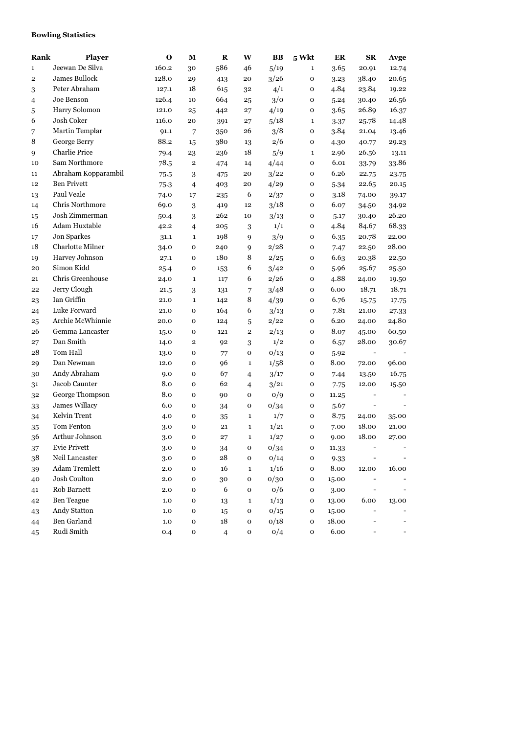**Bowling Statistics**

| Rank | Player | O | M | R | W | BB | 5 Wkt | ER | SR | Avge |
|---|---|---|---|---|---|---|---|---|---|---|
| 1 | Jeewan De Silva | 160.2 | 30 | 586 | 46 | 5/19 | 1 | 3.65 | 20.91 | 12.74 |
| 2 | James Bullock | 128.0 | 29 | 413 | 20 | 3/26 | 0 | 3.23 | 38.40 | 20.65 |
| 3 | Peter Abraham | 127.1 | 18 | 615 | 32 | 4/1 | 0 | 4.84 | 23.84 | 19.22 |
| 4 | Joe Benson | 126.4 | 10 | 664 | 25 | 3/0 | 0 | 5.24 | 30.40 | 26.56 |
| 5 | Harry Solomon | 121.0 | 25 | 442 | 27 | 4/19 | 0 | 3.65 | 26.89 | 16.37 |
| 6 | Josh Coker | 116.0 | 20 | 391 | 27 | 5/18 | 1 | 3.37 | 25.78 | 14.48 |
| 7 | Martin Templar | 91.1 | 7 | 350 | 26 | 3/8 | 0 | 3.84 | 21.04 | 13.46 |
| 8 | George Berry | 88.2 | 15 | 380 | 13 | 2/6 | 0 | 4.30 | 40.77 | 29.23 |
| 9 | Charlie Price | 79.4 | 23 | 236 | 18 | 5/9 | 1 | 2.96 | 26.56 | 13.11 |
| 10 | Sam Northmore | 78.5 | 2 | 474 | 14 | 4/44 | 0 | 6.01 | 33.79 | 33.86 |
| 11 | Abraham Kopparambil | 75.5 | 3 | 475 | 20 | 3/22 | 0 | 6.26 | 22.75 | 23.75 |
| 12 | Ben Privett | 75.3 | 4 | 403 | 20 | 4/29 | 0 | 5.34 | 22.65 | 20.15 |
| 13 | Paul Veale | 74.0 | 17 | 235 | 6 | 2/37 | 0 | 3.18 | 74.00 | 39.17 |
| 14 | Chris Northmore | 69.0 | 3 | 419 | 12 | 3/18 | 0 | 6.07 | 34.50 | 34.92 |
| 15 | Josh Zimmerman | 50.4 | 3 | 262 | 10 | 3/13 | 0 | 5.17 | 30.40 | 26.20 |
| 16 | Adam Huxtable | 42.2 | 4 | 205 | 3 | 1/1 | 0 | 4.84 | 84.67 | 68.33 |
| 17 | Jon Sparkes | 31.1 | 1 | 198 | 9 | 3/9 | 0 | 6.35 | 20.78 | 22.00 |
| 18 | Charlotte Milner | 34.0 | 0 | 240 | 9 | 2/28 | 0 | 7.47 | 22.50 | 28.00 |
| 19 | Harvey Johnson | 27.1 | 0 | 180 | 8 | 2/25 | 0 | 6.63 | 20.38 | 22.50 |
| 20 | Simon Kidd | 25.4 | 0 | 153 | 6 | 3/42 | 0 | 5.96 | 25.67 | 25.50 |
| 21 | Chris Greenhouse | 24.0 | 1 | 117 | 6 | 2/26 | 0 | 4.88 | 24.00 | 19.50 |
| 22 | Jerry Clough | 21.5 | 3 | 131 | 7 | 3/48 | 0 | 6.00 | 18.71 | 18.71 |
| 23 | Ian Griffin | 21.0 | 1 | 142 | 8 | 4/39 | 0 | 6.76 | 15.75 | 17.75 |
| 24 | Luke Forward | 21.0 | 0 | 164 | 6 | 3/13 | 0 | 7.81 | 21.00 | 27.33 |
| 25 | Archie McWhinnie | 20.0 | 0 | 124 | 5 | 2/22 | 0 | 6.20 | 24.00 | 24.80 |
| 26 | Gemma Lancaster | 15.0 | 0 | 121 | 2 | 2/13 | 0 | 8.07 | 45.00 | 60.50 |
| 27 | Dan Smith | 14.0 | 2 | 92 | 3 | 1/2 | 0 | 6.57 | 28.00 | 30.67 |
| 28 | Tom Hall | 13.0 | 0 | 77 | 0 | 0/13 | 0 | 5.92 | - | - |
| 29 | Dan Newman | 12.0 | 0 | 96 | 1 | 1/58 | 0 | 8.00 | 72.00 | 96.00 |
| 30 | Andy Abraham | 9.0 | 0 | 67 | 4 | 3/17 | 0 | 7.44 | 13.50 | 16.75 |
| 31 | Jacob Caunter | 8.0 | 0 | 62 | 4 | 3/21 | 0 | 7.75 | 12.00 | 15.50 |
| 32 | George Thompson | 8.0 | 0 | 90 | 0 | 0/9 | 0 | 11.25 | - | - |
| 33 | James Willacy | 6.0 | 0 | 34 | 0 | 0/34 | 0 | 5.67 | - | - |
| 34 | Kelvin Trent | 4.0 | 0 | 35 | 1 | 1/7 | 0 | 8.75 | 24.00 | 35.00 |
| 35 | Tom Fenton | 3.0 | 0 | 21 | 1 | 1/21 | 0 | 7.00 | 18.00 | 21.00 |
| 36 | Arthur Johnson | 3.0 | 0 | 27 | 1 | 1/27 | 0 | 9.00 | 18.00 | 27.00 |
| 37 | Evie Privett | 3.0 | 0 | 34 | 0 | 0/34 | 0 | 11.33 | - | - |
| 38 | Neil Lancaster | 3.0 | 0 | 28 | 0 | 0/14 | 0 | 9.33 | - | - |
| 39 | Adam Tremlett | 2.0 | 0 | 16 | 1 | 1/16 | 0 | 8.00 | 12.00 | 16.00 |
| 40 | Josh Coulton | 2.0 | 0 | 30 | 0 | 0/30 | 0 | 15.00 | - | - |
| 41 | Rob Barnett | 2.0 | 0 | 6 | 0 | 0/6 | 0 | 3.00 | - | - |
| 42 | Ben Teague | 1.0 | 0 | 13 | 1 | 1/13 | 0 | 13.00 | 6.00 | 13.00 |
| 43 | Andy Statton | 1.0 | 0 | 15 | 0 | 0/15 | 0 | 15.00 | - | - |
| 44 | Ben Garland | 1.0 | 0 | 18 | 0 | 0/18 | 0 | 18.00 | - | - |
| 45 | Rudi Smith | 0.4 | 0 | 4 | 0 | 0/4 | 0 | 6.00 | - | - |